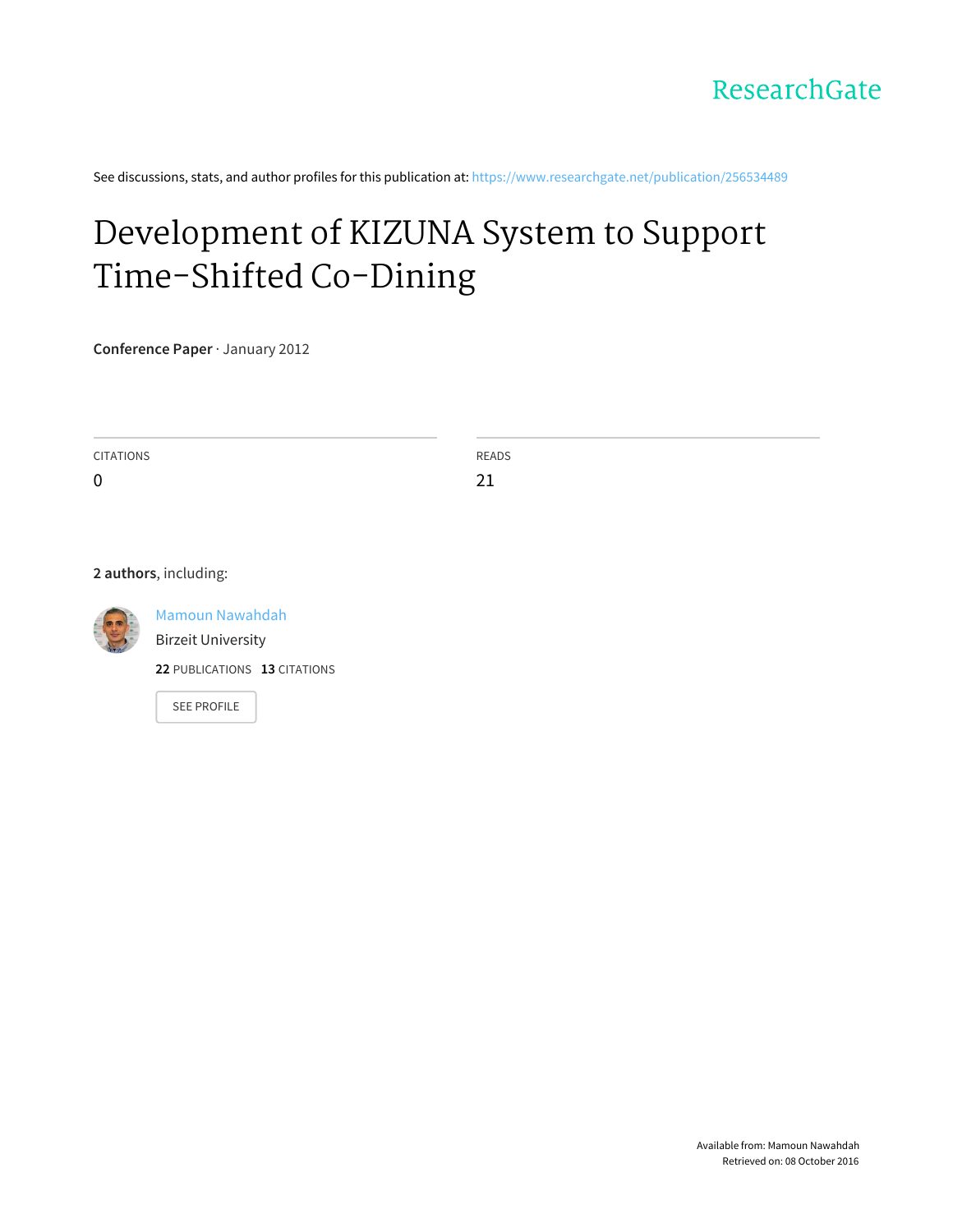ResearchGate

See discussions, stats, and author profiles for this publication at: https://www.researchgate.net/publication/256534489

# Development of KIZUNA System to Support Time-Shifted Co-Dining

**Conference Paper** · January 2012

| CITATIONS | READS |
| --- | --- |
| 0 | 21 |

**2 authors**, including:

Mamoun Nawahdah
Birzeit University
**22** PUBLICATIONS **13** CITATIONS

SEE PROFILE

Available from: Mamoun Nawahdah
Retrieved on: 08 October 2016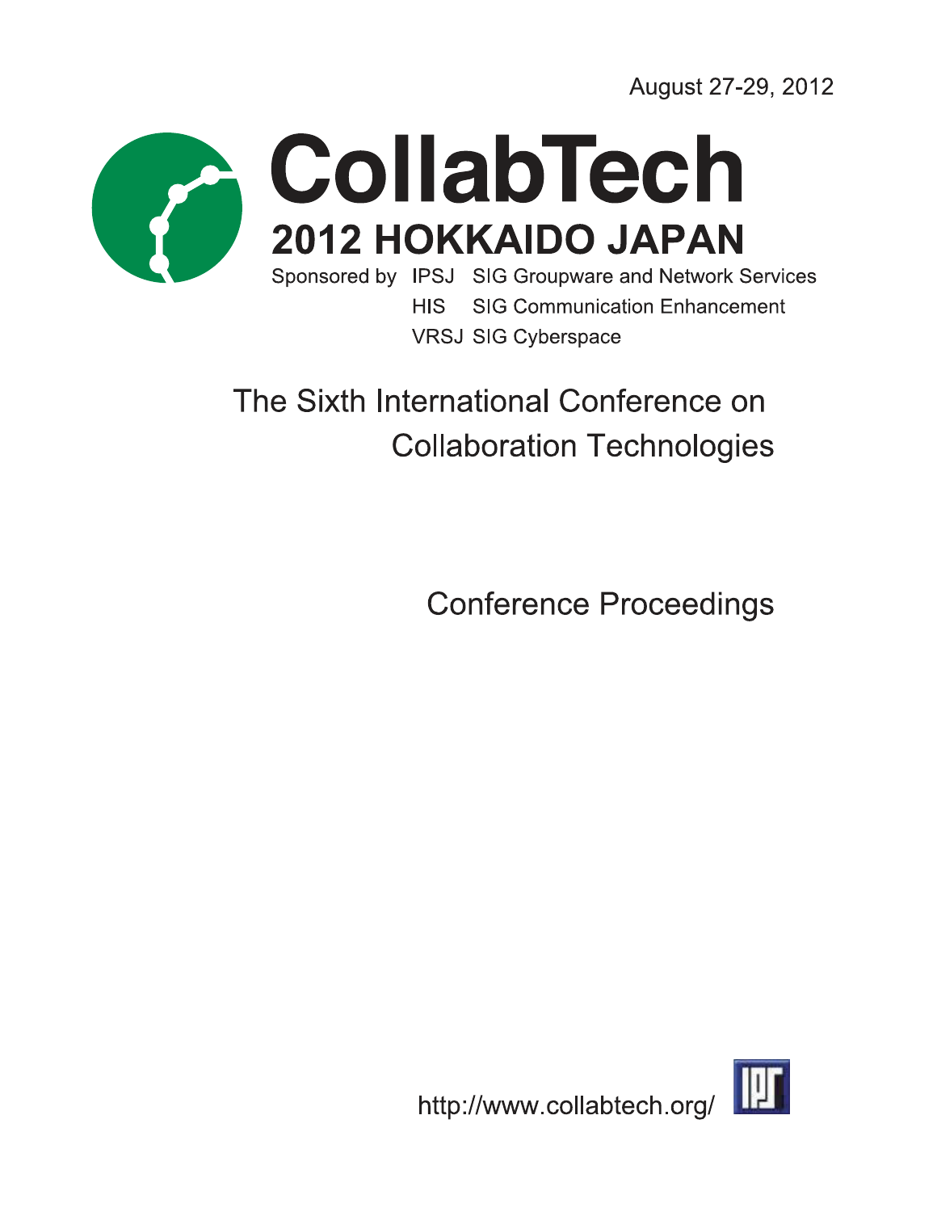August 27-29, 2012

# CollabTech

## 2012 HOKKAIDO JAPAN

Sponsored by IPSJ SIG Groupware and Network Services
HIS SIG Communication Enhancement
VRSJ SIG Cyberspace

## The Sixth International Conference on Collaboration Technologies

## Conference Proceedings

http://www.collabtech.org/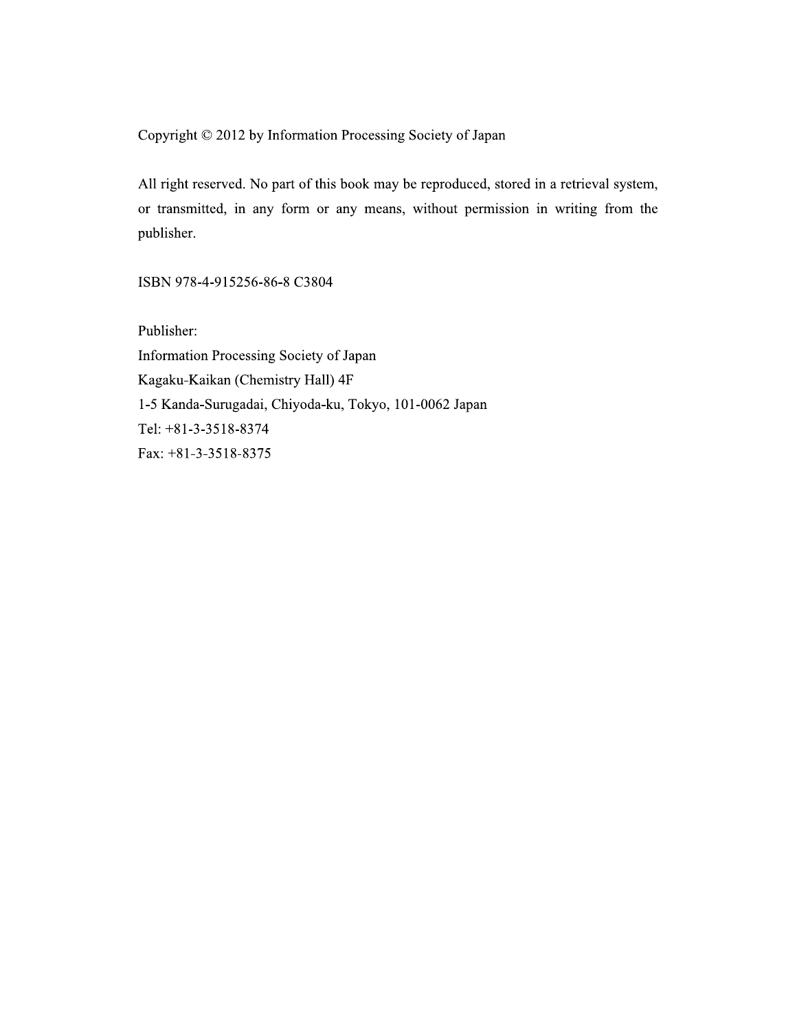Copyright © 2012 by Information Processing Society of Japan

All right reserved. No part of this book may be reproduced, stored in a retrieval system, or transmitted, in any form or any means, without permission in writing from the publisher.

ISBN 978-4-915256-86-8 C3804

Publisher:
Information Processing Society of Japan
Kagaku-Kaikan (Chemistry Hall) 4F
1-5 Kanda-Surugadai, Chiyoda-ku, Tokyo, 101-0062 Japan
Tel: +81-3-3518-8374
Fax: +81-3-3518-8375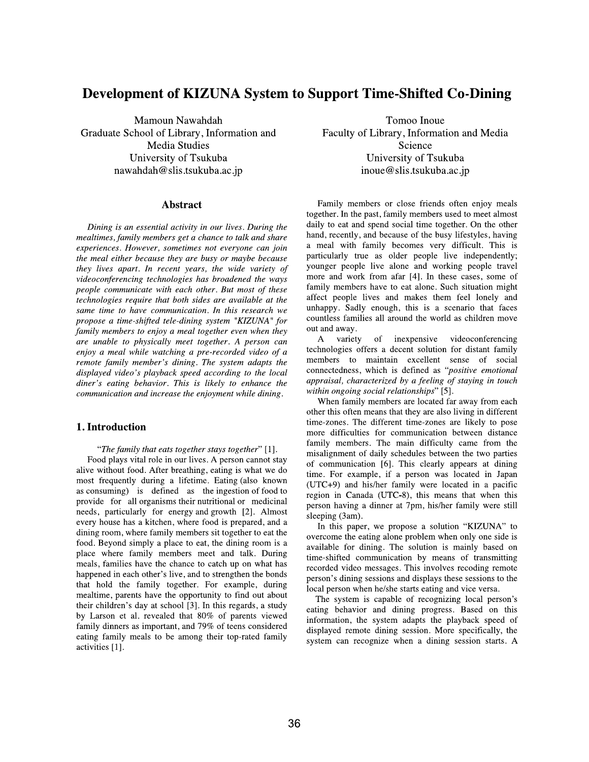# Development of KIZUNA System to Support Time-Shifted Co-Dining

Mamoun Nawahdah
Graduate School of Library, Information and Media Studies
University of Tsukuba
nawahdah@slis.tsukuba.ac.jp

Tomoo Inoue
Faculty of Library, Information and Media Science
University of Tsukuba
inoue@slis.tsukuba.ac.jp

## Abstract

*Dining is an essential activity in our lives. During the mealtimes, family members get a chance to talk and share experiences. However, sometimes not everyone can join the meal either because they are busy or maybe because they lives apart. In recent years, the wide variety of videoconferencing technologies has broadened the ways people communicate with each other. But most of these technologies require that both sides are available at the same time to have communication. In this research we propose a time-shifted tele-dining system "KIZUNA" for family members to enjoy a meal together even when they are unable to physically meet together. A person can enjoy a meal while watching a pre-recorded video of a remote family member's dining. The system adapts the displayed video's playback speed according to the local diner's eating behavior. This is likely to enhance the communication and increase the enjoyment while dining.*

## 1. Introduction

*"The family that eats together stays together"* [1].

Food plays vital role in our lives. A person cannot stay alive without food. After breathing, eating is what we do most frequently during a lifetime. Eating (also known as consuming) is defined as the ingestion of food to provide for all organisms their nutritional or medicinal needs, particularly for energy and growth [2]. Almost every house has a kitchen, where food is prepared, and a dining room, where family members sit together to eat the food. Beyond simply a place to eat, the dining room is a place where family members meet and talk. During meals, families have the chance to catch up on what has happened in each other's live, and to strengthen the bonds that hold the family together. For example, during mealtime, parents have the opportunity to find out about their children's day at school [3]. In this regards, a study by Larson et al. revealed that 80% of parents viewed family dinners as important, and 79% of teens considered eating family meals to be among their top-rated family activities [1].

Family members or close friends often enjoy meals together. In the past, family members used to meet almost daily to eat and spend social time together. On the other hand, recently, and because of the busy lifestyles, having a meal with family becomes very difficult. This is particularly true as older people live independently; younger people live alone and working people travel more and work from afar [4]. In these cases, some of family members have to eat alone. Such situation might affect people lives and makes them feel lonely and unhappy. Sadly enough, this is a scenario that faces countless families all around the world as children move out and away.

A variety of inexpensive videoconferencing technologies offers a decent solution for distant family members to maintain excellent sense of social connectedness, which is defined as *"positive emotional appraisal, characterized by a feeling of staying in touch within ongoing social relationships"* [5].

When family members are located far away from each other this often means that they are also living in different time-zones. The different time-zones are likely to pose more difficulties for communication between distance family members. The main difficulty came from the misalignment of daily schedules between the two parties of communication [6]. This clearly appears at dining time. For example, if a person was located in Japan (UTC+9) and his/her family were located in a pacific region in Canada (UTC-8), this means that when this person having a dinner at 7pm, his/her family were still sleeping (3am).

In this paper, we propose a solution "KIZUNA" to overcome the eating alone problem when only one side is available for dining. The solution is mainly based on time-shifted communication by means of transmitting recorded video messages. This involves recoding remote person's dining sessions and displays these sessions to the local person when he/she starts eating and vice versa.

The system is capable of recognizing local person's eating behavior and dining progress. Based on this information, the system adapts the playback speed of displayed remote dining session. More specifically, the system can recognize when a dining session starts. A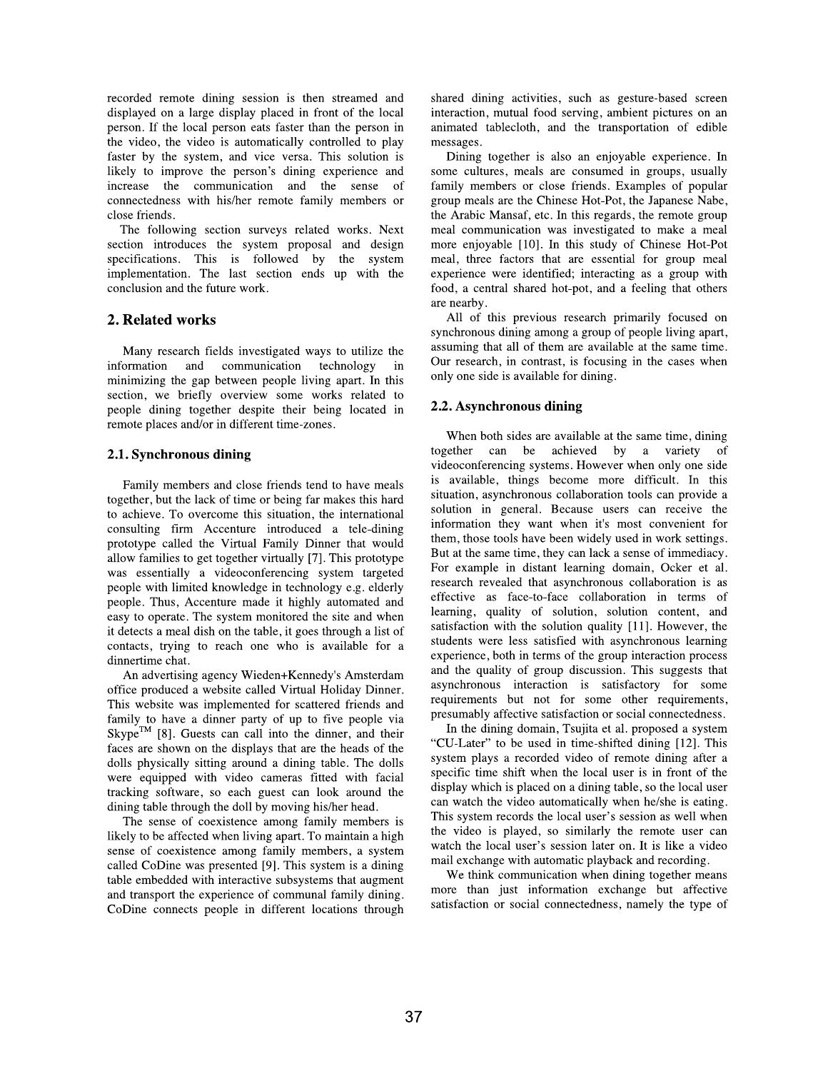recorded remote dining session is then streamed and displayed on a large display placed in front of the local person. If the local person eats faster than the person in the video, the video is automatically controlled to play faster by the system, and vice versa. This solution is likely to improve the person's dining experience and increase the communication and the sense of connectedness with his/her remote family members or close friends.

The following section surveys related works. Next section introduces the system proposal and design specifications. This is followed by the system implementation. The last section ends up with the conclusion and the future work.

## 2. Related works

Many research fields investigated ways to utilize the information and communication technology in minimizing the gap between people living apart. In this section, we briefly overview some works related to people dining together despite their being located in remote places and/or in different time-zones.

### 2.1. Synchronous dining

Family members and close friends tend to have meals together, but the lack of time or being far makes this hard to achieve. To overcome this situation, the international consulting firm Accenture introduced a tele-dining prototype called the Virtual Family Dinner that would allow families to get together virtually [7]. This prototype was essentially a videoconferencing system targeted people with limited knowledge in technology e.g. elderly people. Thus, Accenture made it highly automated and easy to operate. The system monitored the site and when it detects a meal dish on the table, it goes through a list of contacts, trying to reach one who is available for a dinnertime chat.

An advertising agency Wieden+Kennedy's Amsterdam office produced a website called Virtual Holiday Dinner. This website was implemented for scattered friends and family to have a dinner party of up to five people via Skype™ [8]. Guests can call into the dinner, and their faces are shown on the displays that are the heads of the dolls physically sitting around a dining table. The dolls were equipped with video cameras fitted with facial tracking software, so each guest can look around the dining table through the doll by moving his/her head.

The sense of coexistence among family members is likely to be affected when living apart. To maintain a high sense of coexistence among family members, a system called CoDine was presented [9]. This system is a dining table embedded with interactive subsystems that augment and transport the experience of communal family dining. CoDine connects people in different locations through shared dining activities, such as gesture-based screen interaction, mutual food serving, ambient pictures on an animated tablecloth, and the transportation of edible messages.

Dining together is also an enjoyable experience. In some cultures, meals are consumed in groups, usually family members or close friends. Examples of popular group meals are the Chinese Hot-Pot, the Japanese Nabe, the Arabic Mansaf, etc. In this regards, the remote group meal communication was investigated to make a meal more enjoyable [10]. In this study of Chinese Hot-Pot meal, three factors that are essential for group meal experience were identified; interacting as a group with food, a central shared hot-pot, and a feeling that others are nearby.

All of this previous research primarily focused on synchronous dining among a group of people living apart, assuming that all of them are available at the same time. Our research, in contrast, is focusing in the cases when only one side is available for dining.

### 2.2. Asynchronous dining

When both sides are available at the same time, dining together can be achieved by a variety of videoconferencing systems. However when only one side is available, things become more difficult. In this situation, asynchronous collaboration tools can provide a solution in general. Because users can receive the information they want when it's most convenient for them, those tools have been widely used in work settings. But at the same time, they can lack a sense of immediacy. For example in distant learning domain, Ocker et al. research revealed that asynchronous collaboration is as effective as face-to-face collaboration in terms of learning, quality of solution, solution content, and satisfaction with the solution quality [11]. However, the students were less satisfied with asynchronous learning experience, both in terms of the group interaction process and the quality of group discussion. This suggests that asynchronous interaction is satisfactory for some requirements but not for some other requirements, presumably affective satisfaction or social connectedness.

In the dining domain, Tsujita et al. proposed a system "CU-Later" to be used in time-shifted dining [12]. This system plays a recorded video of remote dining after a specific time shift when the local user is in front of the display which is placed on a dining table, so the local user can watch the video automatically when he/she is eating. This system records the local user's session as well when the video is played, so similarly the remote user can watch the local user's session later on. It is like a video mail exchange with automatic playback and recording.

We think communication when dining together means more than just information exchange but affective satisfaction or social connectedness, namely the type of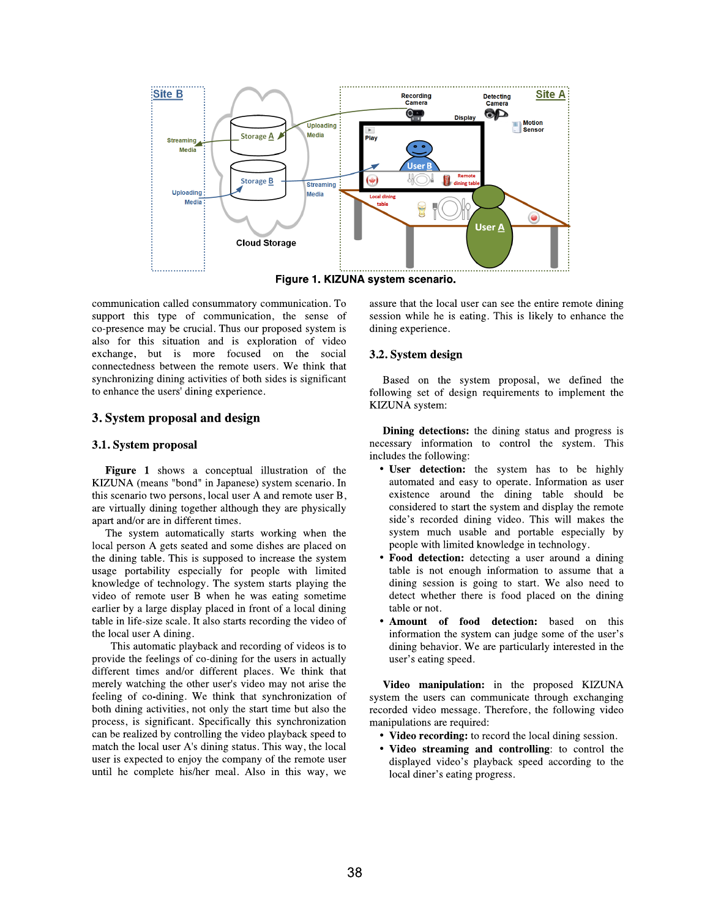Figure 1. KIZUNA system scenario.

communication called consummatory communication. To support this type of communication, the sense of co-presence may be crucial. Thus our proposed system is also for this situation and is exploration of video exchange, but is more focused on the social connectedness between the remote users. We think that synchronizing dining activities of both sides is significant to enhance the users' dining experience.

## 3. System proposal and design

### 3.1. System proposal

**Figure 1** shows a conceptual illustration of the KIZUNA (means "bond" in Japanese) system scenario. In this scenario two persons, local user A and remote user B, are virtually dining together although they are physically apart and/or are in different times.

The system automatically starts working when the local person A gets seated and some dishes are placed on the dining table. This is supposed to increase the system usage portability especially for people with limited knowledge of technology. The system starts playing the video of remote user B when he was eating sometime earlier by a large display placed in front of a local dining table in life-size scale. It also starts recording the video of the local user A dining.

This automatic playback and recording of videos is to provide the feelings of co-dining for the users in actually different times and/or different places. We think that merely watching the other user's video may not arise the feeling of co-dining. We think that synchronization of both dining activities, not only the start time but also the process, is significant. Specifically this synchronization can be realized by controlling the video playback speed to match the local user A's dining status. This way, the local user is expected to enjoy the company of the remote user until he complete his/her meal. Also in this way, we assure that the local user can see the entire remote dining session while he is eating. This is likely to enhance the dining experience.

### 3.2. System design

Based on the system proposal, we defined the following set of design requirements to implement the KIZUNA system:

**Dining detections:** the dining status and progress is necessary information to control the system. This includes the following:

- **User detection:** the system has to be highly automated and easy to operate. Information as user existence around the dining table should be considered to start the system and display the remote side's recorded dining video. This will makes the system much usable and portable especially by people with limited knowledge in technology.
- **Food detection:** detecting a user around a dining table is not enough information to assume that a dining session is going to start. We also need to detect whether there is food placed on the dining table or not.
- **Amount of food detection:** based on this information the system can judge some of the user's dining behavior. We are particularly interested in the user's eating speed.

**Video manipulation:** in the proposed KIZUNA system the users can communicate through exchanging recorded video message. Therefore, the following video manipulations are required:

- **Video recording:** to record the local dining session.
- **Video streaming and controlling**: to control the displayed video's playback speed according to the local diner's eating progress.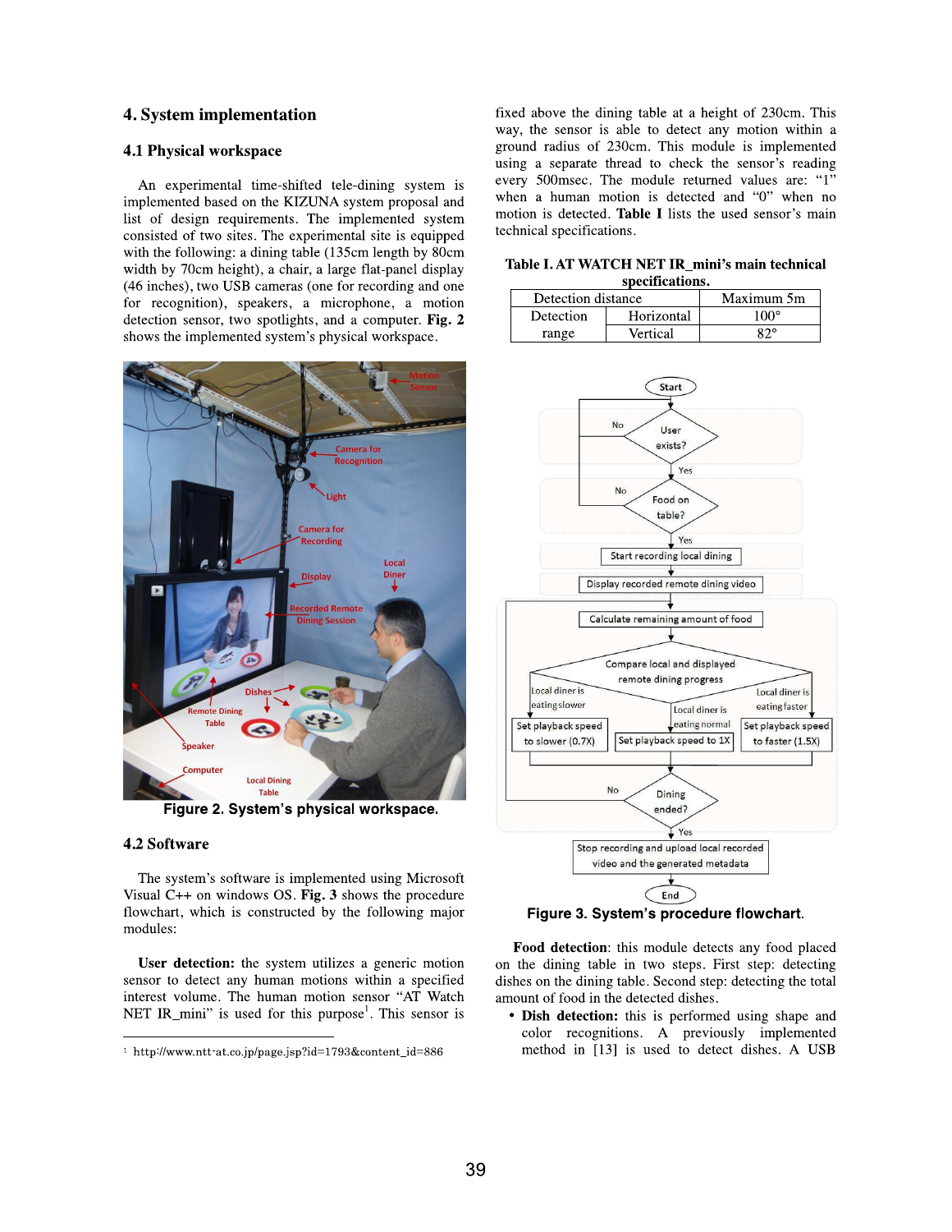## 4. System implementation

### 4.1 Physical workspace

An experimental time-shifted tele-dining system is implemented based on the KIZUNA system proposal and list of design requirements. The implemented system consisted of two sites. The experimental site is equipped with the following: a dining table (135cm length by 80cm width by 70cm height), a chair, a large flat-panel display (46 inches), two USB cameras (one for recording and one for recognition), speakers, a microphone, a motion detection sensor, two spotlights, and a computer. **Fig. 2** shows the implemented system's physical workspace.

Figure 2. System's physical workspace.

### 4.2 Software

The system's software is implemented using Microsoft Visual C++ on windows OS. **Fig. 3** shows the procedure flowchart, which is constructed by the following major modules:

**User detection:** the system utilizes a generic motion sensor to detect any human motions within a specified interest volume. The human motion sensor "AT Watch NET IR_mini" is used for this purpose[1]. This sensor is fixed above the dining table at a height of 230cm. This way, the sensor is able to detect any motion within a ground radius of 230cm. This module is implemented using a separate thread to check the sensor's reading every 500msec. The module returned values are: "1" when a human motion is detected and "0" when no motion is detected. **Table I** lists the used sensor's main technical specifications.

**Table I. AT WATCH NET IR_mini's main technical specifications.**

| Detection distance | | Maximum 5m |
|---|---|---|
| Detection range | Horizontal | 100° |
| | Vertical | 82° |

Figure 3. System's procedure flowchart.

**Food detection**: this module detects any food placed on the dining table in two steps. First step: detecting dishes on the dining table. Second step: detecting the total amount of food in the detected dishes.

- **Dish detection:** this is performed using shape and color recognitions. A previously implemented method in [13] is used to detect dishes. A USB

[1] http://www.ntt-at.co.jp/page.jsp?id=1793&content_id=886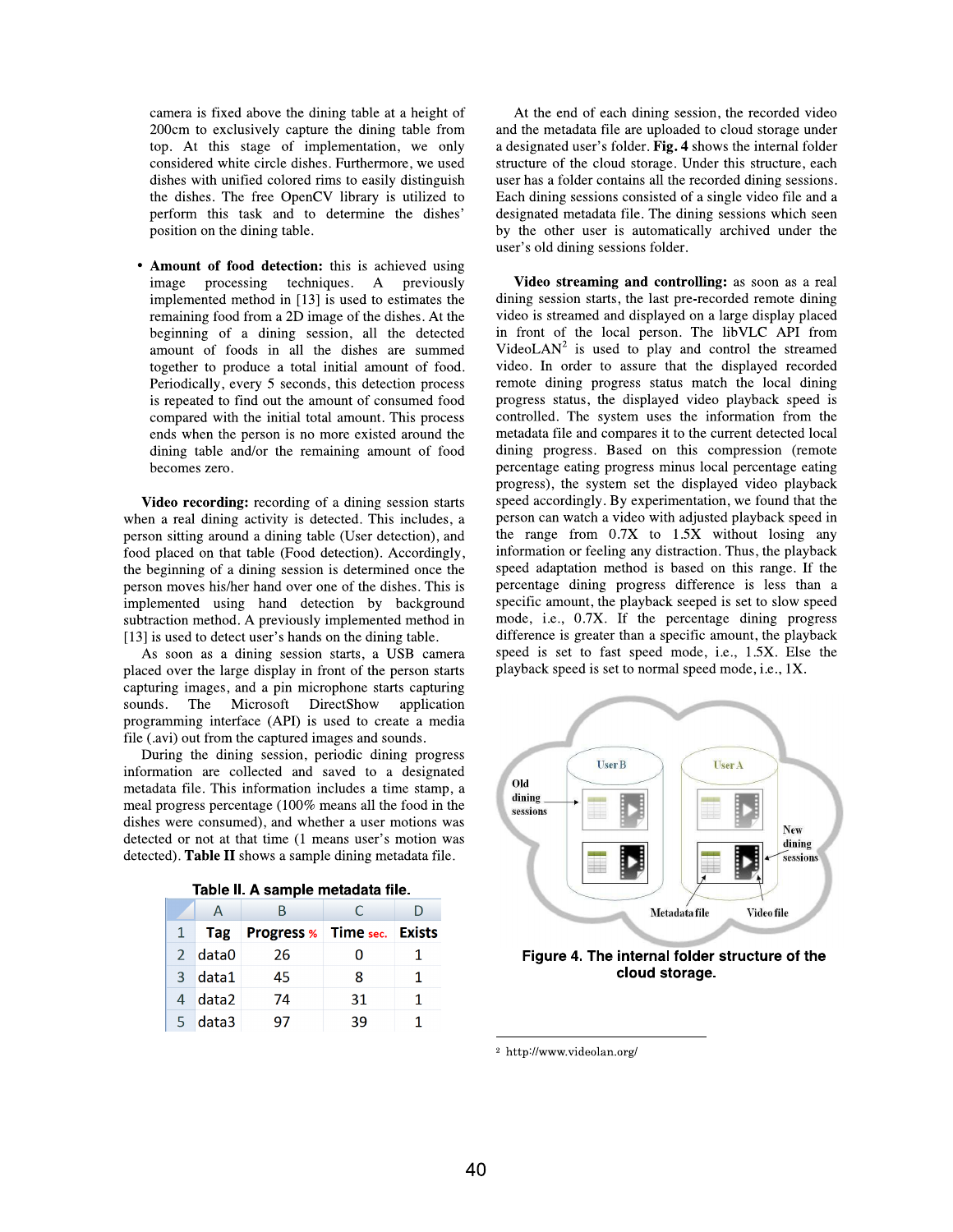camera is fixed above the dining table at a height of 200cm to exclusively capture the dining table from top. At this stage of implementation, we only considered white circle dishes. Furthermore, we used dishes with unified colored rims to easily distinguish the dishes. The free OpenCV library is utilized to perform this task and to determine the dishes' position on the dining table.

- **Amount of food detection:** this is achieved using image processing techniques. A previously implemented method in [13] is used to estimates the remaining food from a 2D image of the dishes. At the beginning of a dining session, all the detected amount of foods in all the dishes are summed together to produce a total initial amount of food. Periodically, every 5 seconds, this detection process is repeated to find out the amount of consumed food compared with the initial total amount. This process ends when the person is no more existed around the dining table and/or the remaining amount of food becomes zero.

**Video recording:** recording of a dining session starts when a real dining activity is detected. This includes, a person sitting around a dining table (User detection), and food placed on that table (Food detection). Accordingly, the beginning of a dining session is determined once the person moves his/her hand over one of the dishes. This is implemented using hand detection by background subtraction method. A previously implemented method in [13] is used to detect user's hands on the dining table.

As soon as a dining session starts, a USB camera placed over the large display in front of the person starts capturing images, and a pin microphone starts capturing sounds. The Microsoft DirectShow application programming interface (API) is used to create a media file (.avi) out from the captured images and sounds.

During the dining session, periodic dining progress information are collected and saved to a designated metadata file. This information includes a time stamp, a meal progress percentage (100% means all the food in the dishes were consumed), and whether a user motions was detected or not at that time (1 means user's motion was detected). **Table II** shows a sample dining metadata file.

**Table II. A sample metadata file.**

| | A | B | C | D |
|---|---|---|---|---|
| 1 | Tag | Progress % | Time sec. | Exists |
| 2 | data0 | 26 | 0 | 1 |
| 3 | data1 | 45 | 8 | 1 |
| 4 | data2 | 74 | 31 | 1 |
| 5 | data3 | 97 | 39 | 1 |

At the end of each dining session, the recorded video and the metadata file are uploaded to cloud storage under a designated user's folder. **Fig. 4** shows the internal folder structure of the cloud storage. Under this structure, each user has a folder contains all the recorded dining sessions. Each dining sessions consisted of a single video file and a designated metadata file. The dining sessions which seen by the other user is automatically archived under the user's old dining sessions folder.

**Video streaming and controlling:** as soon as a real dining session starts, the last pre-recorded remote dining video is streamed and displayed on a large display placed in front of the local person. The libVLC API from VideoLAN[2] is used to play and control the streamed video. In order to assure that the displayed recorded remote dining progress status match the local dining progress status, the displayed video playback speed is controlled. The system uses the information from the metadata file and compares it to the current detected local dining progress. Based on this compression (remote percentage eating progress minus local percentage eating progress), the system set the displayed video playback speed accordingly. By experimentation, we found that the person can watch a video with adjusted playback speed in the range from 0.7X to 1.5X without losing any information or feeling any distraction. Thus, the playback speed adaptation method is based on this range. If the percentage dining progress difference is less than a specific amount, the playback seeped is set to slow speed mode, i.e., 0.7X. If the percentage dining progress difference is greater than a specific amount, the playback speed is set to fast speed mode, i.e., 1.5X. Else the playback speed is set to normal speed mode, i.e., 1X.

**Figure 4. The internal folder structure of the cloud storage.**

[2] http://www.videolan.org/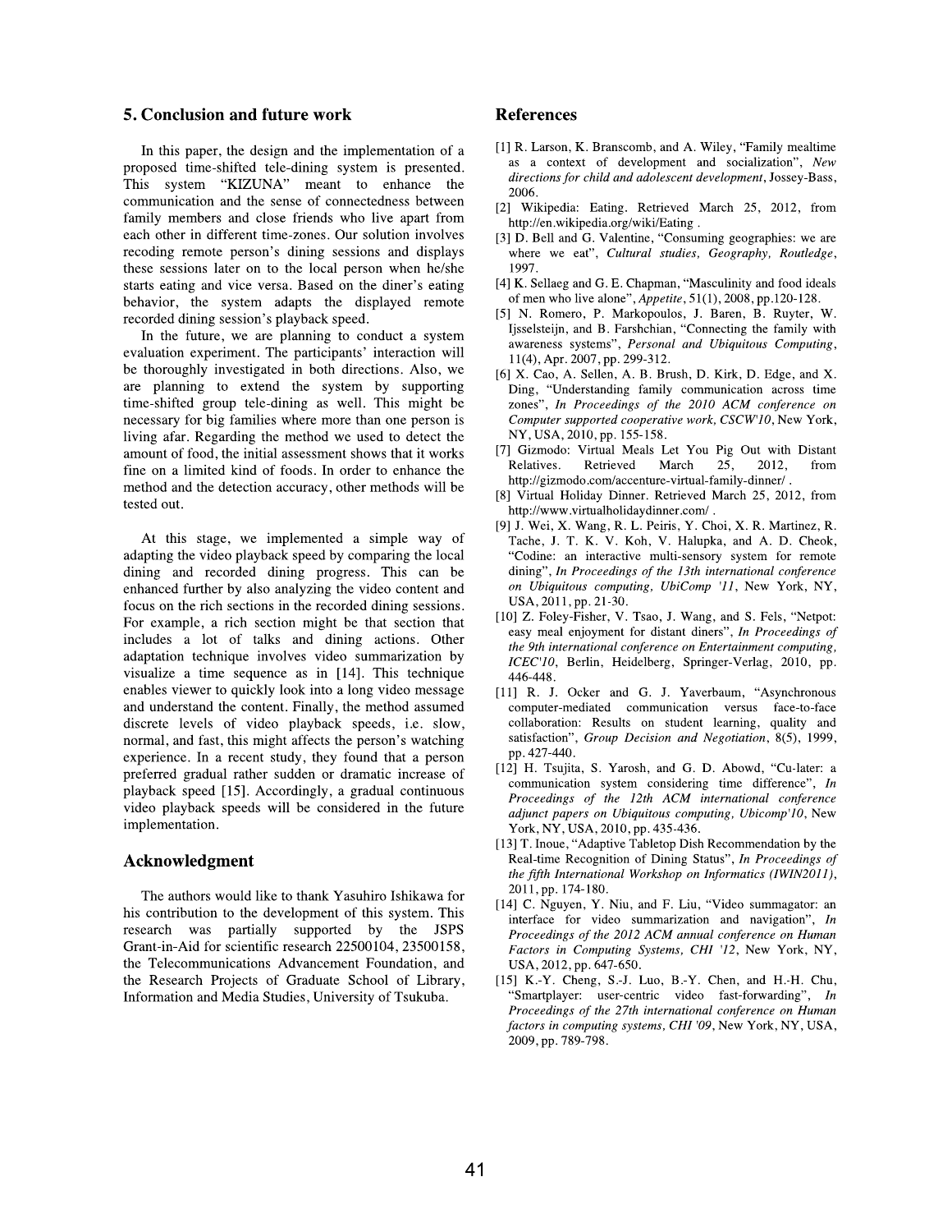## 5. Conclusion and future work

In this paper, the design and the implementation of a proposed time-shifted tele-dining system is presented. This system "KIZUNA" meant to enhance the communication and the sense of connectedness between family members and close friends who live apart from each other in different time-zones. Our solution involves recoding remote person's dining sessions and displays these sessions later on to the local person when he/she starts eating and vice versa. Based on the diner's eating behavior, the system adapts the displayed remote recorded dining session's playback speed.

In the future, we are planning to conduct a system evaluation experiment. The participants' interaction will be thoroughly investigated in both directions. Also, we are planning to extend the system by supporting time-shifted group tele-dining as well. This might be necessary for big families where more than one person is living afar. Regarding the method we used to detect the amount of food, the initial assessment shows that it works fine on a limited kind of foods. In order to enhance the method and the detection accuracy, other methods will be tested out.

At this stage, we implemented a simple way of adapting the video playback speed by comparing the local dining and recorded dining progress. This can be enhanced further by also analyzing the video content and focus on the rich sections in the recorded dining sessions. For example, a rich section might be that section that includes a lot of talks and dining actions. Other adaptation technique involves video summarization by visualize a time sequence as in [14]. This technique enables viewer to quickly look into a long video message and understand the content. Finally, the method assumed discrete levels of video playback speeds, i.e. slow, normal, and fast, this might affects the person's watching experience. In a recent study, they found that a person preferred gradual rather sudden or dramatic increase of playback speed [15]. Accordingly, a gradual continuous video playback speeds will be considered in the future implementation.

## Acknowledgment

The authors would like to thank Yasuhiro Ishikawa for his contribution to the development of this system. This research was partially supported by the JSPS Grant-in-Aid for scientific research 22500104, 23500158, the Telecommunications Advancement Foundation, and the Research Projects of Graduate School of Library, Information and Media Studies, University of Tsukuba.

## References

[1] R. Larson, K. Branscomb, and A. Wiley, "Family mealtime as a context of development and socialization", *New directions for child and adolescent development*, Jossey-Bass, 2006.

[2] Wikipedia: Eating. Retrieved March 25, 2012, from http://en.wikipedia.org/wiki/Eating .

[3] D. Bell and G. Valentine, "Consuming geographies: we are where we eat", *Cultural studies, Geography, Routledge*, 1997.

[4] K. Sellaeg and G. E. Chapman, "Masculinity and food ideals of men who live alone", *Appetite*, 51(1), 2008, pp.120-128.

[5] N. Romero, P. Markopoulos, J. Baren, B. Ruyter, W. Ijsselsteijn, and B. Farshchian, "Connecting the family with awareness systems", *Personal and Ubiquitous Computing*, 11(4), Apr. 2007, pp. 299-312.

[6] X. Cao, A. Sellen, A. B. Brush, D. Kirk, D. Edge, and X. Ding, "Understanding family communication across time zones", *In Proceedings of the 2010 ACM conference on Computer supported cooperative work, CSCW'10*, New York, NY, USA, 2010, pp. 155-158.

[7] Gizmodo: Virtual Meals Let You Pig Out with Distant Relatives. Retrieved March 25, 2012, from http://gizmodo.com/accenture-virtual-family-dinner/ .

[8] Virtual Holiday Dinner. Retrieved March 25, 2012, from http://www.virtualholidaydinner.com/ .

[9] J. Wei, X. Wang, R. L. Peiris, Y. Choi, X. R. Martinez, R. Tache, J. T. K. V. Koh, V. Halupka, and A. D. Cheok, "Codine: an interactive multi-sensory system for remote dining", *In Proceedings of the 13th international conference on Ubiquitous computing, UbiComp '11*, New York, NY, USA, 2011, pp. 21-30.

[10] Z. Foley-Fisher, V. Tsao, J. Wang, and S. Fels, "Netpot: easy meal enjoyment for distant diners", *In Proceedings of the 9th international conference on Entertainment computing, ICEC'10*, Berlin, Heidelberg, Springer-Verlag, 2010, pp. 446-448.

[11] R. J. Ocker and G. J. Yaverbaum, "Asynchronous computer-mediated communication versus face-to-face collaboration: Results on student learning, quality and satisfaction", *Group Decision and Negotiation*, 8(5), 1999, pp. 427-440.

[12] H. Tsujita, S. Yarosh, and G. D. Abowd, "Cu-later: a communication system considering time difference", *In Proceedings of the 12th ACM international conference adjunct papers on Ubiquitous computing, Ubicomp'10*, New York, NY, USA, 2010, pp. 435-436.

[13] T. Inoue, "Adaptive Tabletop Dish Recommendation by the Real-time Recognition of Dining Status", *In Proceedings of the fifth International Workshop on Informatics (IWIN2011)*, 2011, pp. 174-180.

[14] C. Nguyen, Y. Niu, and F. Liu, "Video summagator: an interface for video summarization and navigation", *In Proceedings of the 2012 ACM annual conference on Human Factors in Computing Systems, CHI '12*, New York, NY, USA, 2012, pp. 647-650.

[15] K.-Y. Cheng, S.-J. Luo, B.-Y. Chen, and H.-H. Chu, "Smartplayer: user-centric video fast-forwarding", *In Proceedings of the 27th international conference on Human factors in computing systems, CHI '09*, New York, NY, USA, 2009, pp. 789-798.